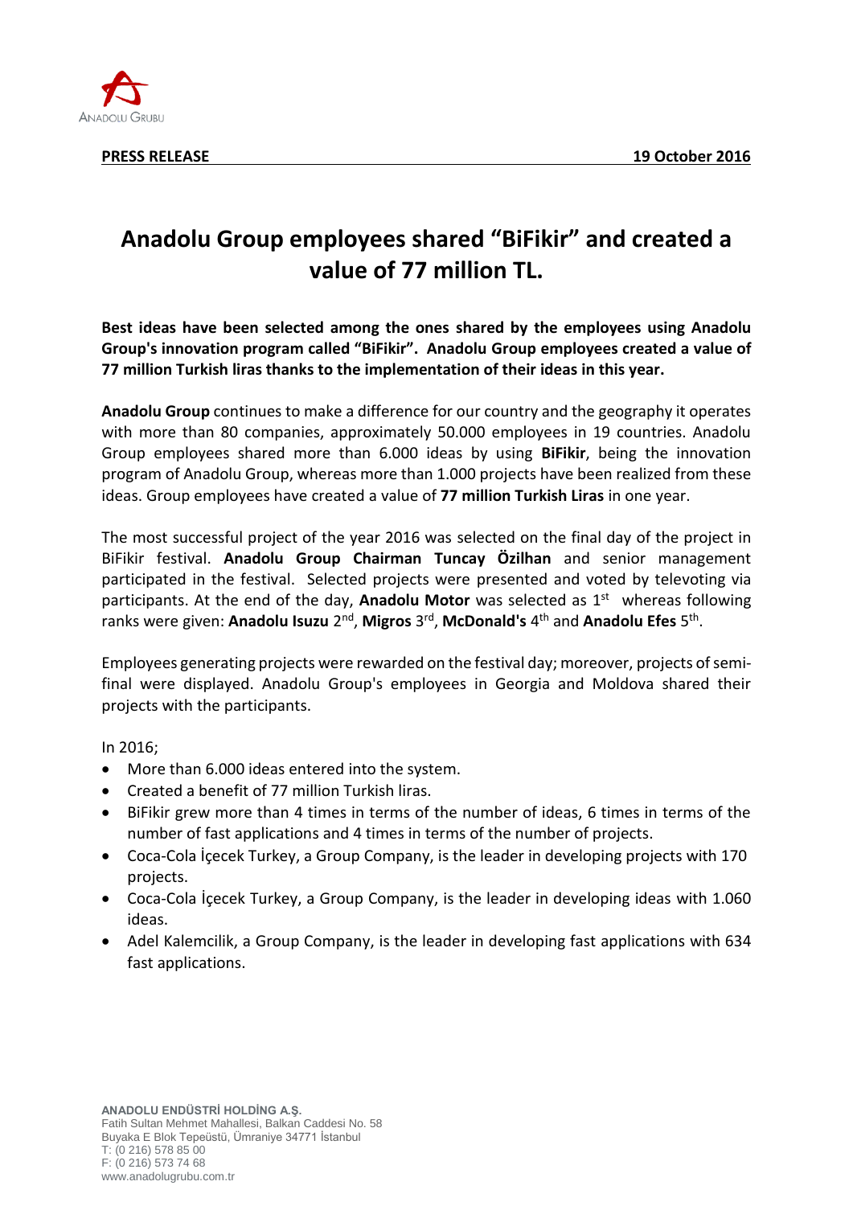**PRESS RELEASE** **19 October 2016**

# Anadolu Group employees shared "BiFikir" and created a value of 77 million TL.

**Best ideas have been selected among the ones shared by the employees using Anadolu Group's innovation program called "BiFikir". Anadolu Group employees created a value of 77 million Turkish liras thanks to the implementation of their ideas in this year.**

**Anadolu Group** continues to make a difference for our country and the geography it operates with more than 80 companies, approximately 50.000 employees in 19 countries. Anadolu Group employees shared more than 6.000 ideas by using **BiFikir**, being the innovation program of Anadolu Group, whereas more than 1.000 projects have been realized from these ideas. Group employees have created a value of **77 million Turkish Liras** in one year.

The most successful project of the year 2016 was selected on the final day of the project in BiFikir festival. **Anadolu Group Chairman Tuncay Özilhan** and senior management participated in the festival. Selected projects were presented and voted by televoting via participants. At the end of the day, **Anadolu Motor** was selected as 1st whereas following ranks were given: **Anadolu Isuzu** 2nd, **Migros** 3rd, **McDonald's** 4th and **Anadolu Efes** 5th.

Employees generating projects were rewarded on the festival day; moreover, projects of semi-final were displayed. Anadolu Group's employees in Georgia and Moldova shared their projects with the participants.

In 2016;

- More than 6.000 ideas entered into the system.
- Created a benefit of 77 million Turkish liras.
- BiFikir grew more than 4 times in terms of the number of ideas, 6 times in terms of the number of fast applications and 4 times in terms of the number of projects.
- Coca-Cola İçecek Turkey, a Group Company, is the leader in developing projects with 170 projects.
- Coca-Cola İçecek Turkey, a Group Company, is the leader in developing ideas with 1.060 ideas.
- Adel Kalemcilik, a Group Company, is the leader in developing fast applications with 634 fast applications.

**ANADOLU ENDÜSTRİ HOLDİNG A.Ş.**
Fatih Sultan Mehmet Mahallesi, Balkan Caddesi No. 58
Buyaka E Blok Tepeüstü, Ümraniye 34771 İstanbul
T: (0 216) 578 85 00
F: (0 216) 573 74 68
www.anadolugrubu.com.tr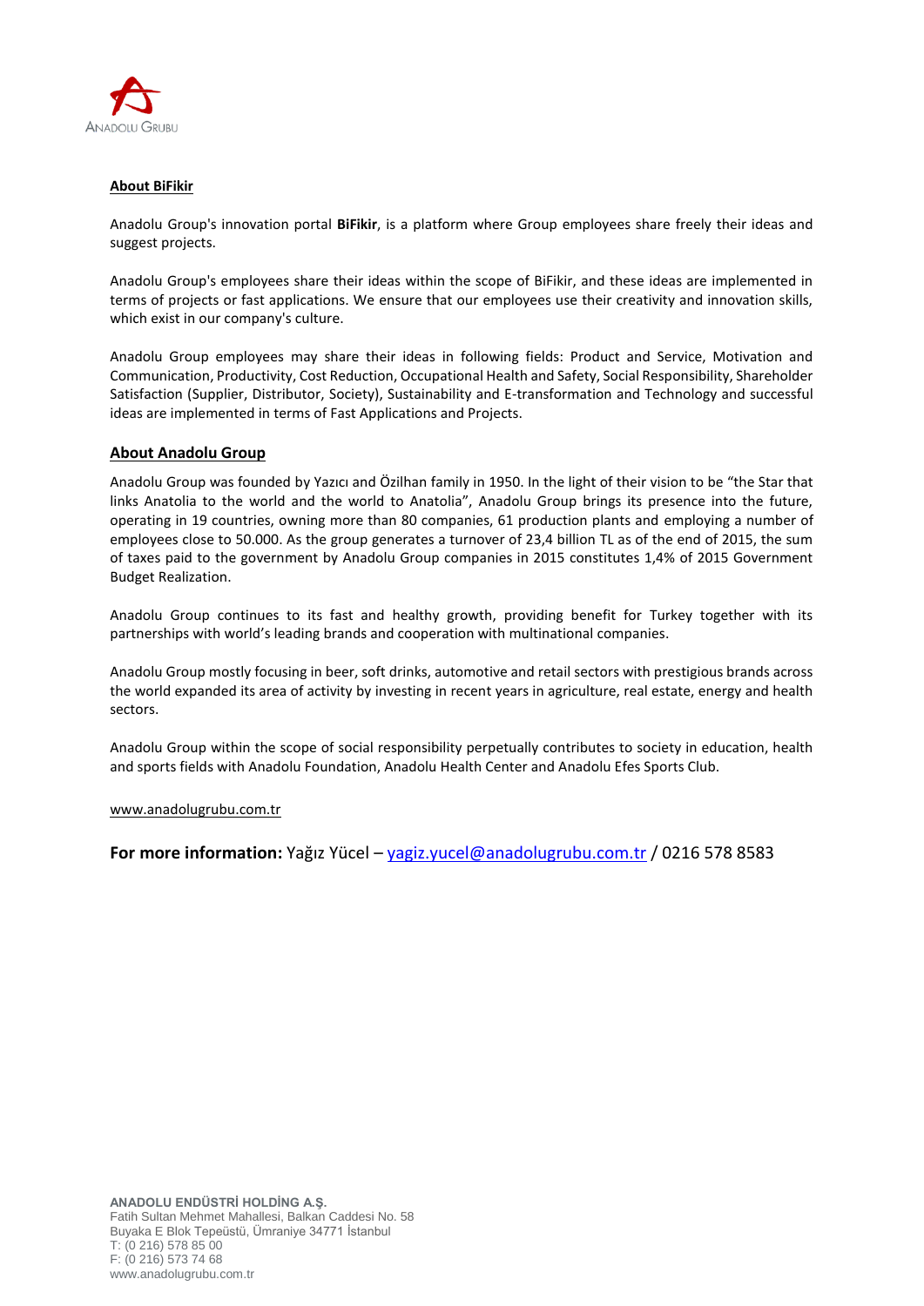## About BiFikir

Anadolu Group's innovation portal **BiFikir**, is a platform where Group employees share freely their ideas and suggest projects.

Anadolu Group's employees share their ideas within the scope of BiFikir, and these ideas are implemented in terms of projects or fast applications. We ensure that our employees use their creativity and innovation skills, which exist in our company's culture.

Anadolu Group employees may share their ideas in following fields: Product and Service, Motivation and Communication, Productivity, Cost Reduction, Occupational Health and Safety, Social Responsibility, Shareholder Satisfaction (Supplier, Distributor, Society), Sustainability and E-transformation and Technology and successful ideas are implemented in terms of Fast Applications and Projects.

## About Anadolu Group

Anadolu Group was founded by Yazıcı and Özilhan family in 1950. In the light of their vision to be "the Star that links Anatolia to the world and the world to Anatolia", Anadolu Group brings its presence into the future, operating in 19 countries, owning more than 80 companies, 61 production plants and employing a number of employees close to 50.000. As the group generates a turnover of 23,4 billion TL as of the end of 2015, the sum of taxes paid to the government by Anadolu Group companies in 2015 constitutes 1,4% of 2015 Government Budget Realization.

Anadolu Group continues to its fast and healthy growth, providing benefit for Turkey together with its partnerships with world's leading brands and cooperation with multinational companies.

Anadolu Group mostly focusing in beer, soft drinks, automotive and retail sectors with prestigious brands across the world expanded its area of activity by investing in recent years in agriculture, real estate, energy and health sectors.

Anadolu Group within the scope of social responsibility perpetually contributes to society in education, health and sports fields with Anadolu Foundation, Anadolu Health Center and Anadolu Efes Sports Club.

www.anadolugrubu.com.tr

**For more information:** Yağız Yücel – yagiz.yucel@anadolugrubu.com.tr / 0216 578 8583

**ANADOLU ENDÜSTRİ HOLDİNG A.Ş.**
Fatih Sultan Mehmet Mahallesi, Balkan Caddesi No. 58
Buyaka E Blok Tepeüstü, Ümraniye 34771 İstanbul
T: (0 216) 578 85 00
F: (0 216) 573 74 68
www.anadolugrubu.com.tr